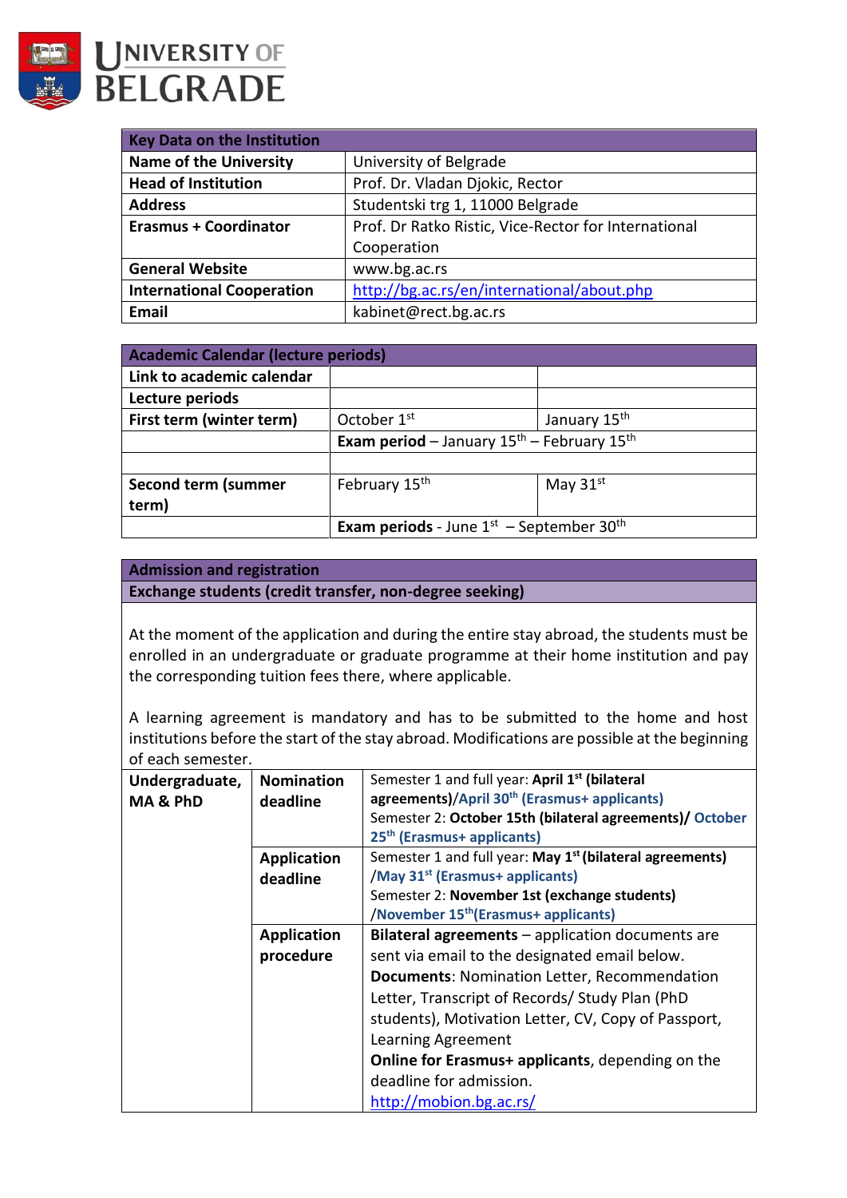**UNIVERSITY OF BELGRADE**

| Key Data on the Institution | |
|---|---|
| **Name of the University** | University of Belgrade |
| **Head of Institution** | Prof. Dr. Vladan Djokic, Rector |
| **Address** | Studentski trg 1, 11000 Belgrade |
| **Erasmus + Coordinator** | Prof. Dr Ratko Ristic, Vice-Rector for International Cooperation |
| **General Website** | www.bg.ac.rs |
| **International Cooperation** | http://bg.ac.rs/en/international/about.php |
| **Email** | kabinet@rect.bg.ac.rs |

| Academic Calendar (lecture periods) | | |
|---|---|---|
| **Link to academic calendar** | | |
| **Lecture periods** | | |
| **First term (winter term)** | October 1st | January 15th |
| | **Exam period** – January 15th – February 15th | |
| | | |
| **Second term (summer term)** | February 15th | May 31st |
| | **Exam periods** - June 1st – September 30th | |

| Admission and registration | | |
|---|---|---|
| **Exchange students (credit transfer, non-degree seeking)** | | |
| At the moment of the application and during the entire stay abroad, the students must be enrolled in an undergraduate or graduate programme at their home institution and pay the corresponding tuition fees there, where applicable. A learning agreement is mandatory and has to be submitted to the home and host institutions before the start of the stay abroad. Modifications are possible at the beginning of each semester. | | |
| **Undergraduate, MA & PhD** | **Nomination deadline** | Semester 1 and full year: **April 1st (bilateral agreements)/April 30th (Erasmus+ applicants)** Semester 2: **October 15th (bilateral agreements)/ October 25th (Erasmus+ applicants)** |
| | **Application deadline** | Semester 1 and full year: **May 1st (bilateral agreements) /May 31st (Erasmus+ applicants)** Semester 2: **November 1st (exchange students) /November 15th (Erasmus+ applicants)** |
| | **Application procedure** | **Bilateral agreements** – application documents are sent via email to the designated email below. **Documents**: Nomination Letter, Recommendation Letter, Transcript of Records/ Study Plan (PhD students), Motivation Letter, CV, Copy of Passport, Learning Agreement **Online for Erasmus+ applicants**, depending on the deadline for admission. http://mobion.bg.ac.rs/ |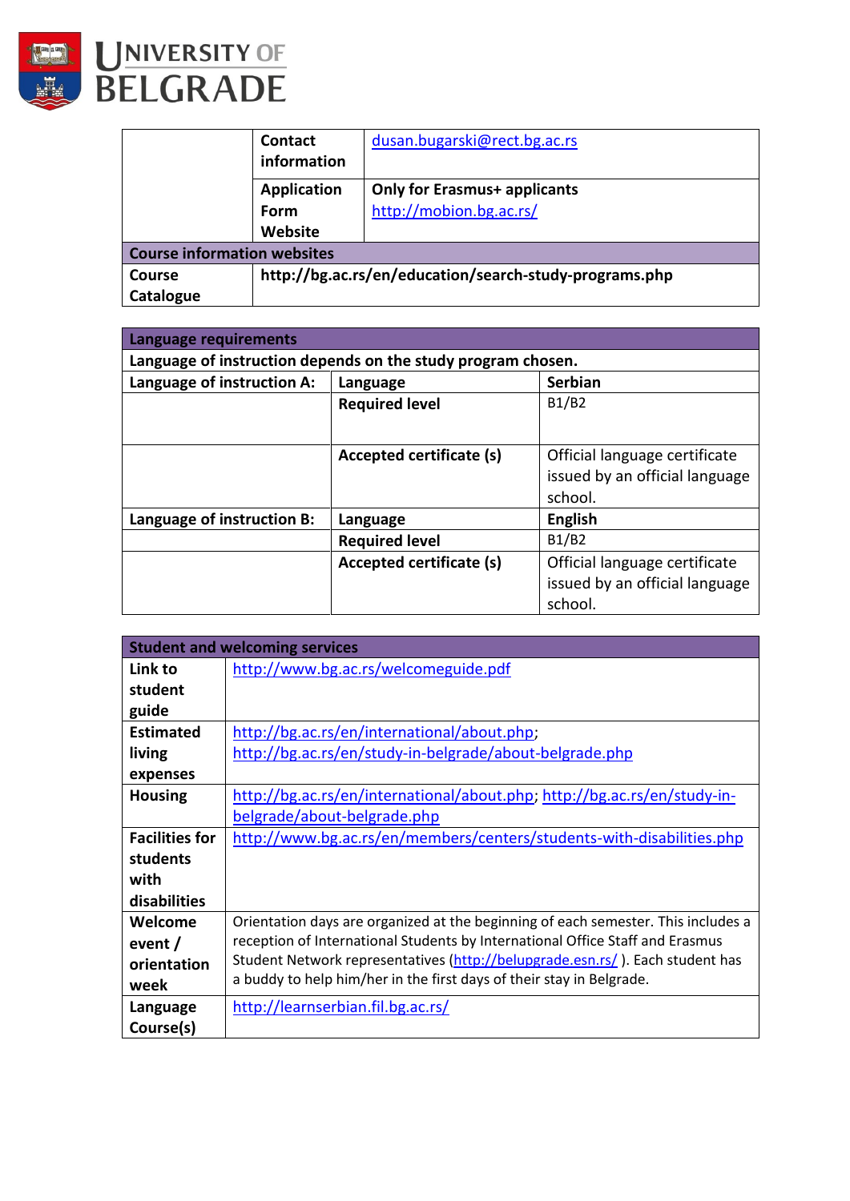# UNIVERSITY OF BELGRADE

| | | |
|---|---|---|
| | **Contact information** | dusan.bugarski@rect.bg.ac.rs |
| | **Application Form Website** | **Only for Erasmus+ applicants** http://mobion.bg.ac.rs/ |
| **Course information websites** | | |
| **Course Catalogue** | **http://bg.ac.rs/en/education/search-study-programs.php** | |

| **Language requirements** | | |
|---|---|---|
| **Language of instruction depends on the study program chosen.** | | |
| **Language of instruction A:** | **Language** | **Serbian** |
| | **Required level** | B1/B2 |
| | **Accepted certificate (s)** | Official language certificate issued by an official language school. |
| **Language of instruction B:** | **Language** | **English** |
| | **Required level** | B1/B2 |
| | **Accepted certificate (s)** | Official language certificate issued by an official language school. |

| **Student and welcoming services** | |
|---|---|
| **Link to student guide** | http://www.bg.ac.rs/welcomeguide.pdf |
| **Estimated living expenses** | http://bg.ac.rs/en/international/about.php; http://bg.ac.rs/en/study-in-belgrade/about-belgrade.php |
| **Housing** | http://bg.ac.rs/en/international/about.php; http://bg.ac.rs/en/study-in-belgrade/about-belgrade.php |
| **Facilities for students with disabilities** | http://www.bg.ac.rs/en/members/centers/students-with-disabilities.php |
| **Welcome event / orientation week** | Orientation days are organized at the beginning of each semester. This includes a reception of International Students by International Office Staff and Erasmus Student Network representatives (http://belupgrade.esn.rs/ ). Each student has a buddy to help him/her in the first days of their stay in Belgrade. |
| **Language Course(s)** | http://learnserbian.fil.bg.ac.rs/ |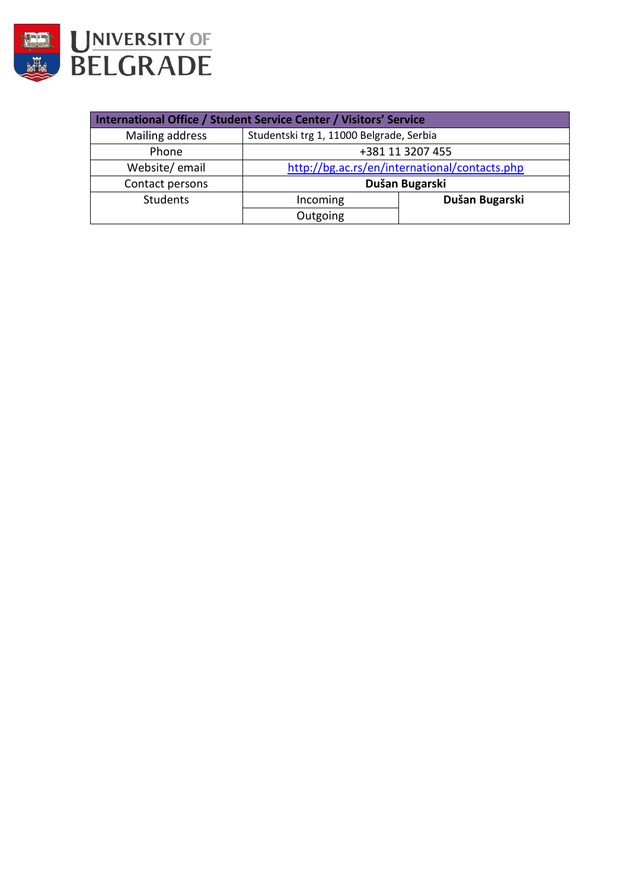| International Office / Student Service Center / Visitors' Service | | |
|---|---|---|
| Mailing address | Studentski trg 1, 11000 Belgrade, Serbia | |
| Phone | +381 11 3207 455 | |
| Website/ email | http://bg.ac.rs/en/international/contacts.php | |
| Contact persons | **Dušan Bugarski** | |
| Students | Incoming | **Dušan Bugarski** |
| | Outgoing | |